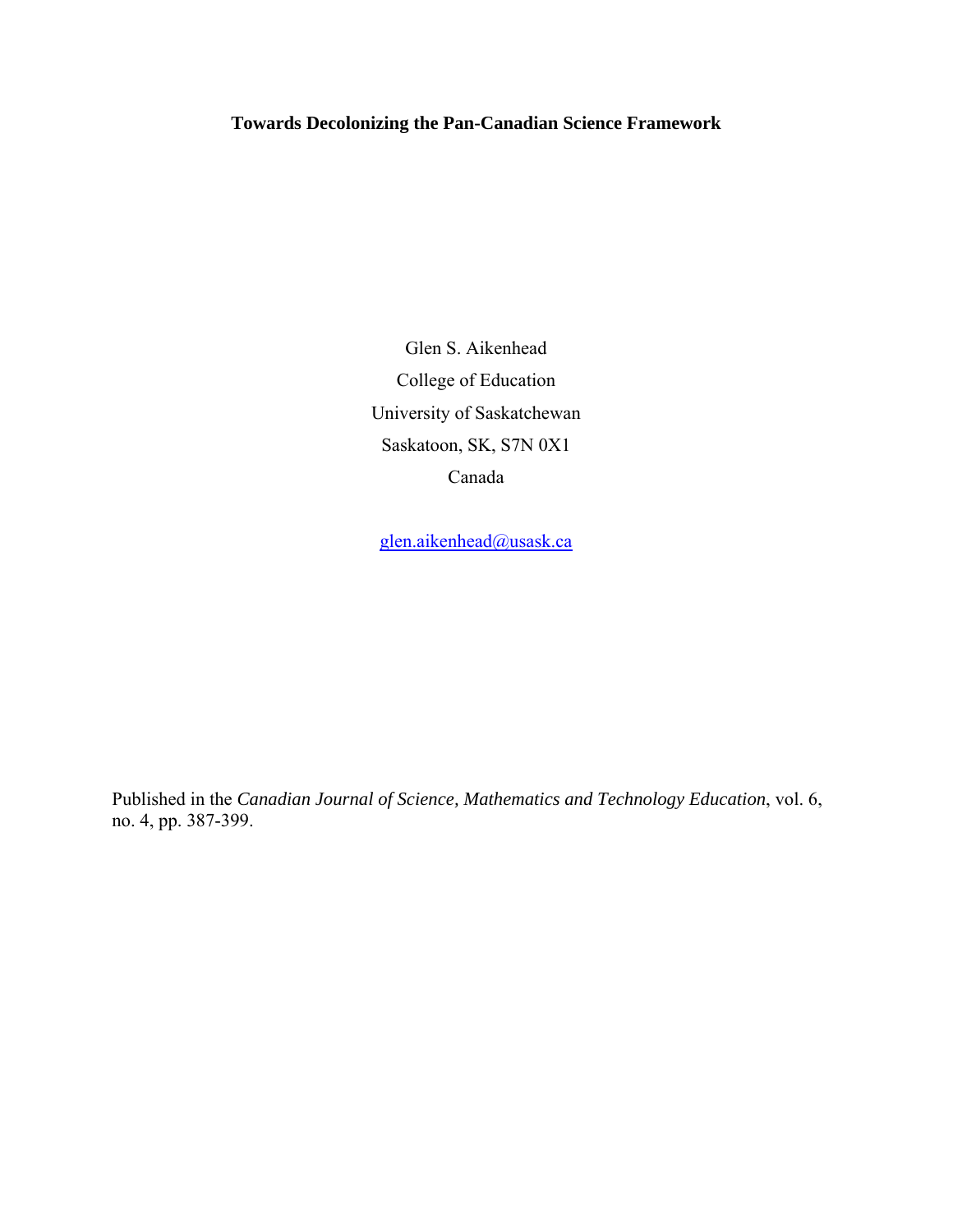# Towards Decolonizing the Pan-Canadian Science Framework

Glen S. Aikenhead
College of Education
University of Saskatchewan
Saskatoon, SK, S7N 0X1
Canada

glen.aikenhead@usask.ca

Published in the *Canadian Journal of Science, Mathematics and Technology Education*, vol. 6, no. 4, pp. 387-399.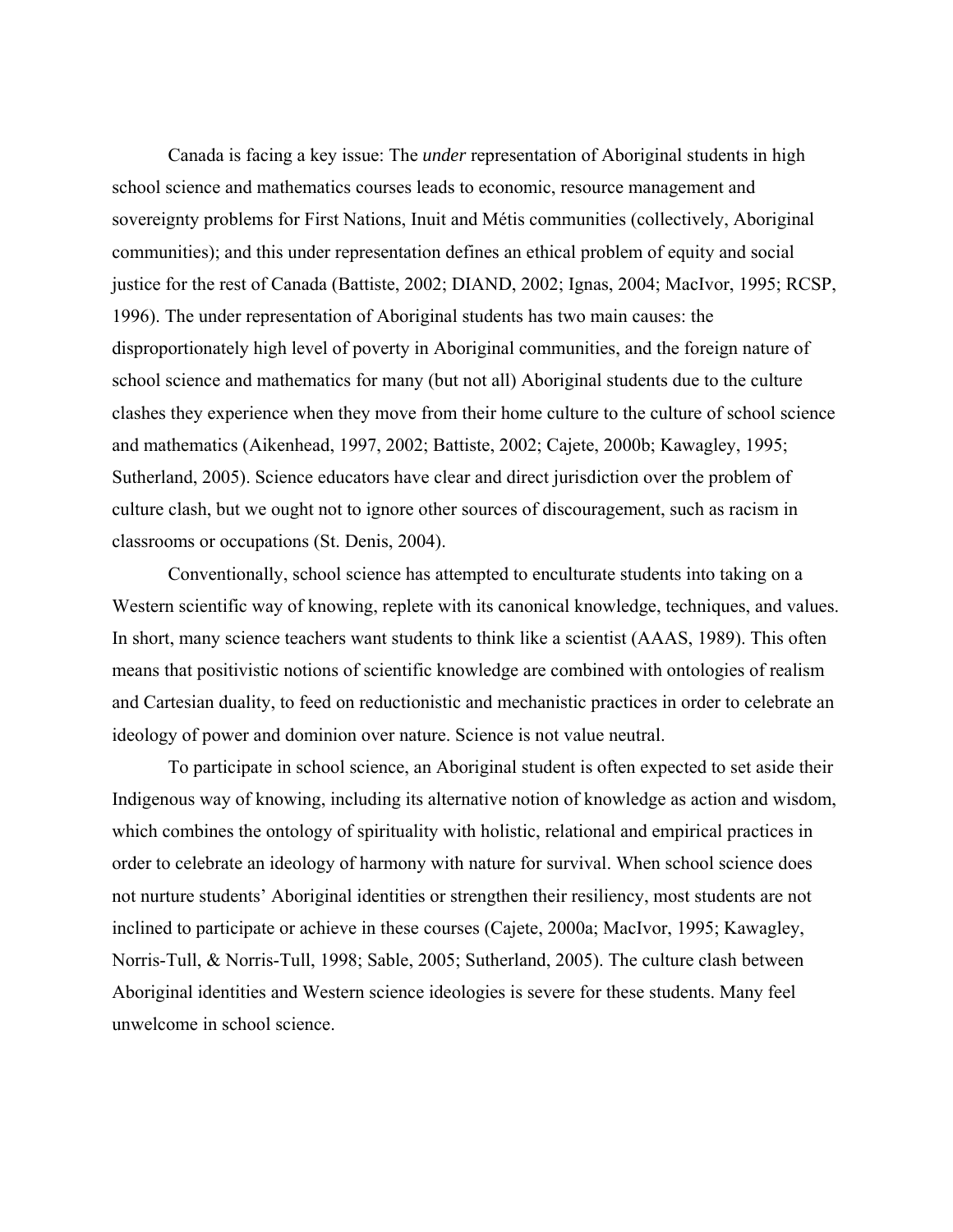Canada is facing a key issue: The *under* representation of Aboriginal students in high school science and mathematics courses leads to economic, resource management and sovereignty problems for First Nations, Inuit and Métis communities (collectively, Aboriginal communities); and this under representation defines an ethical problem of equity and social justice for the rest of Canada (Battiste, 2002; DIAND, 2002; Ignas, 2004; MacIvor, 1995; RCSP, 1996). The under representation of Aboriginal students has two main causes: the disproportionately high level of poverty in Aboriginal communities, and the foreign nature of school science and mathematics for many (but not all) Aboriginal students due to the culture clashes they experience when they move from their home culture to the culture of school science and mathematics (Aikenhead, 1997, 2002; Battiste, 2002; Cajete, 2000b; Kawagley, 1995; Sutherland, 2005). Science educators have clear and direct jurisdiction over the problem of culture clash, but we ought not to ignore other sources of discouragement, such as racism in classrooms or occupations (St. Denis, 2004).

Conventionally, school science has attempted to enculturate students into taking on a Western scientific way of knowing, replete with its canonical knowledge, techniques, and values. In short, many science teachers want students to think like a scientist (AAAS, 1989). This often means that positivistic notions of scientific knowledge are combined with ontologies of realism and Cartesian duality, to feed on reductionistic and mechanistic practices in order to celebrate an ideology of power and dominion over nature. Science is not value neutral.

To participate in school science, an Aboriginal student is often expected to set aside their Indigenous way of knowing, including its alternative notion of knowledge as action and wisdom, which combines the ontology of spirituality with holistic, relational and empirical practices in order to celebrate an ideology of harmony with nature for survival. When school science does not nurture students' Aboriginal identities or strengthen their resiliency, most students are not inclined to participate or achieve in these courses (Cajete, 2000a; MacIvor, 1995; Kawagley, Norris-Tull, & Norris-Tull, 1998; Sable, 2005; Sutherland, 2005). The culture clash between Aboriginal identities and Western science ideologies is severe for these students. Many feel unwelcome in school science.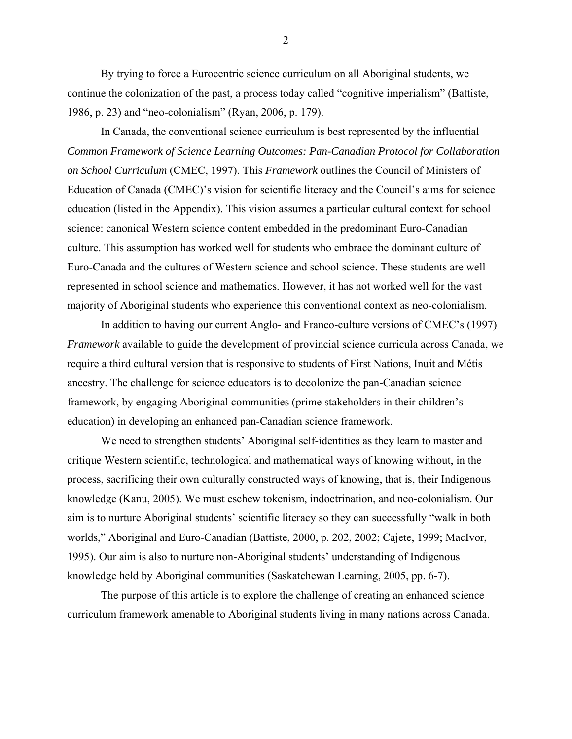By trying to force a Eurocentric science curriculum on all Aboriginal students, we continue the colonization of the past, a process today called "cognitive imperialism" (Battiste, 1986, p. 23) and "neo-colonialism" (Ryan, 2006, p. 179).

In Canada, the conventional science curriculum is best represented by the influential *Common Framework of Science Learning Outcomes: Pan-Canadian Protocol for Collaboration on School Curriculum* (CMEC, 1997). This *Framework* outlines the Council of Ministers of Education of Canada (CMEC)'s vision for scientific literacy and the Council's aims for science education (listed in the Appendix). This vision assumes a particular cultural context for school science: canonical Western science content embedded in the predominant Euro-Canadian culture. This assumption has worked well for students who embrace the dominant culture of Euro-Canada and the cultures of Western science and school science. These students are well represented in school science and mathematics. However, it has not worked well for the vast majority of Aboriginal students who experience this conventional context as neo-colonialism.

In addition to having our current Anglo- and Franco-culture versions of CMEC's (1997) *Framework* available to guide the development of provincial science curricula across Canada, we require a third cultural version that is responsive to students of First Nations, Inuit and Métis ancestry. The challenge for science educators is to decolonize the pan-Canadian science framework, by engaging Aboriginal communities (prime stakeholders in their children's education) in developing an enhanced pan-Canadian science framework.

We need to strengthen students' Aboriginal self-identities as they learn to master and critique Western scientific, technological and mathematical ways of knowing without, in the process, sacrificing their own culturally constructed ways of knowing, that is, their Indigenous knowledge (Kanu, 2005). We must eschew tokenism, indoctrination, and neo-colonialism. Our aim is to nurture Aboriginal students' scientific literacy so they can successfully "walk in both worlds," Aboriginal and Euro-Canadian (Battiste, 2000, p. 202, 2002; Cajete, 1999; MacIvor, 1995). Our aim is also to nurture non-Aboriginal students' understanding of Indigenous knowledge held by Aboriginal communities (Saskatchewan Learning, 2005, pp. 6-7).

The purpose of this article is to explore the challenge of creating an enhanced science curriculum framework amenable to Aboriginal students living in many nations across Canada.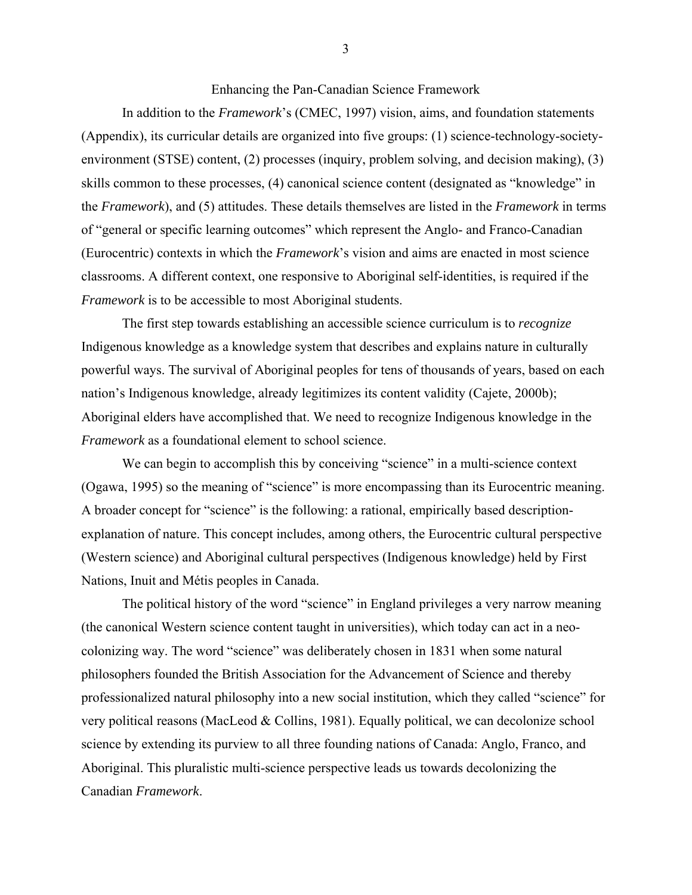## Enhancing the Pan-Canadian Science Framework

In addition to the *Framework*'s (CMEC, 1997) vision, aims, and foundation statements (Appendix), its curricular details are organized into five groups: (1) science-technology-society-environment (STSE) content, (2) processes (inquiry, problem solving, and decision making), (3) skills common to these processes, (4) canonical science content (designated as "knowledge" in the *Framework*), and (5) attitudes. These details themselves are listed in the *Framework* in terms of "general or specific learning outcomes" which represent the Anglo- and Franco-Canadian (Eurocentric) contexts in which the *Framework*'s vision and aims are enacted in most science classrooms. A different context, one responsive to Aboriginal self-identities, is required if the *Framework* is to be accessible to most Aboriginal students.

The first step towards establishing an accessible science curriculum is to *recognize* Indigenous knowledge as a knowledge system that describes and explains nature in culturally powerful ways. The survival of Aboriginal peoples for tens of thousands of years, based on each nation's Indigenous knowledge, already legitimizes its content validity (Cajete, 2000b); Aboriginal elders have accomplished that. We need to recognize Indigenous knowledge in the *Framework* as a foundational element to school science.

We can begin to accomplish this by conceiving "science" in a multi-science context (Ogawa, 1995) so the meaning of "science" is more encompassing than its Eurocentric meaning. A broader concept for "science" is the following: a rational, empirically based description-explanation of nature. This concept includes, among others, the Eurocentric cultural perspective (Western science) and Aboriginal cultural perspectives (Indigenous knowledge) held by First Nations, Inuit and Métis peoples in Canada.

The political history of the word "science" in England privileges a very narrow meaning (the canonical Western science content taught in universities), which today can act in a neo-colonizing way. The word "science" was deliberately chosen in 1831 when some natural philosophers founded the British Association for the Advancement of Science and thereby professionalized natural philosophy into a new social institution, which they called "science" for very political reasons (MacLeod & Collins, 1981). Equally political, we can decolonize school science by extending its purview to all three founding nations of Canada: Anglo, Franco, and Aboriginal. This pluralistic multi-science perspective leads us towards decolonizing the Canadian *Framework*.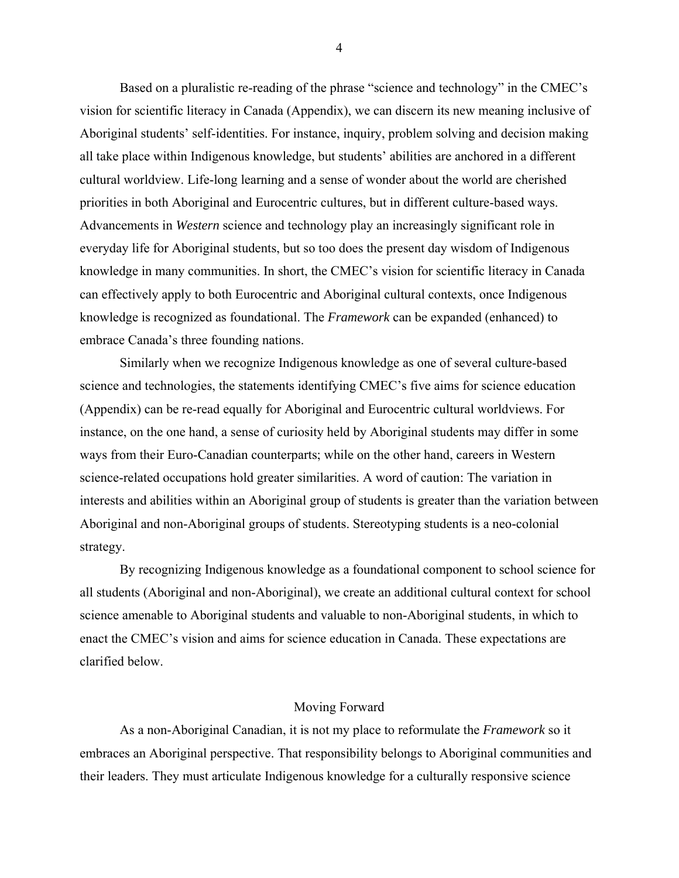Based on a pluralistic re-reading of the phrase "science and technology" in the CMEC's vision for scientific literacy in Canada (Appendix), we can discern its new meaning inclusive of Aboriginal students' self-identities. For instance, inquiry, problem solving and decision making all take place within Indigenous knowledge, but students' abilities are anchored in a different cultural worldview. Life-long learning and a sense of wonder about the world are cherished priorities in both Aboriginal and Eurocentric cultures, but in different culture-based ways. Advancements in *Western* science and technology play an increasingly significant role in everyday life for Aboriginal students, but so too does the present day wisdom of Indigenous knowledge in many communities. In short, the CMEC's vision for scientific literacy in Canada can effectively apply to both Eurocentric and Aboriginal cultural contexts, once Indigenous knowledge is recognized as foundational. The *Framework* can be expanded (enhanced) to embrace Canada's three founding nations.

Similarly when we recognize Indigenous knowledge as one of several culture-based science and technologies, the statements identifying CMEC's five aims for science education (Appendix) can be re-read equally for Aboriginal and Eurocentric cultural worldviews. For instance, on the one hand, a sense of curiosity held by Aboriginal students may differ in some ways from their Euro-Canadian counterparts; while on the other hand, careers in Western science-related occupations hold greater similarities. A word of caution: The variation in interests and abilities within an Aboriginal group of students is greater than the variation between Aboriginal and non-Aboriginal groups of students. Stereotyping students is a neo-colonial strategy.

By recognizing Indigenous knowledge as a foundational component to school science for all students (Aboriginal and non-Aboriginal), we create an additional cultural context for school science amenable to Aboriginal students and valuable to non-Aboriginal students, in which to enact the CMEC's vision and aims for science education in Canada. These expectations are clarified below.

## Moving Forward

As a non-Aboriginal Canadian, it is not my place to reformulate the *Framework* so it embraces an Aboriginal perspective. That responsibility belongs to Aboriginal communities and their leaders. They must articulate Indigenous knowledge for a culturally responsive science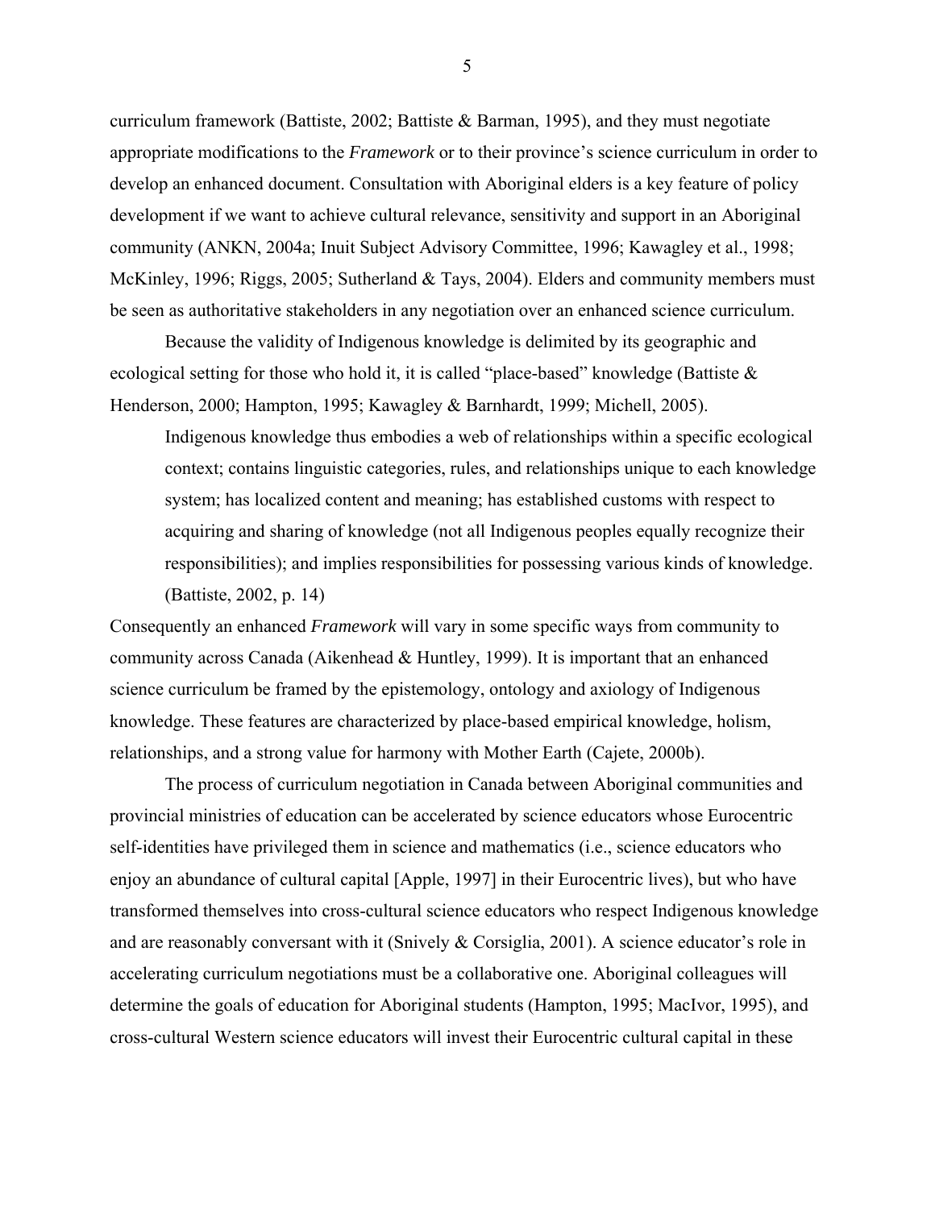curriculum framework (Battiste, 2002; Battiste & Barman, 1995), and they must negotiate appropriate modifications to the *Framework* or to their province's science curriculum in order to develop an enhanced document. Consultation with Aboriginal elders is a key feature of policy development if we want to achieve cultural relevance, sensitivity and support in an Aboriginal community (ANKN, 2004a; Inuit Subject Advisory Committee, 1996; Kawagley et al., 1998; McKinley, 1996; Riggs, 2005; Sutherland & Tays, 2004). Elders and community members must be seen as authoritative stakeholders in any negotiation over an enhanced science curriculum.

Because the validity of Indigenous knowledge is delimited by its geographic and ecological setting for those who hold it, it is called "place-based" knowledge (Battiste & Henderson, 2000; Hampton, 1995; Kawagley & Barnhardt, 1999; Michell, 2005).

> Indigenous knowledge thus embodies a web of relationships within a specific ecological context; contains linguistic categories, rules, and relationships unique to each knowledge system; has localized content and meaning; has established customs with respect to acquiring and sharing of knowledge (not all Indigenous peoples equally recognize their responsibilities); and implies responsibilities for possessing various kinds of knowledge. (Battiste, 2002, p. 14)

Consequently an enhanced *Framework* will vary in some specific ways from community to community across Canada (Aikenhead & Huntley, 1999). It is important that an enhanced science curriculum be framed by the epistemology, ontology and axiology of Indigenous knowledge. These features are characterized by place-based empirical knowledge, holism, relationships, and a strong value for harmony with Mother Earth (Cajete, 2000b).

The process of curriculum negotiation in Canada between Aboriginal communities and provincial ministries of education can be accelerated by science educators whose Eurocentric self-identities have privileged them in science and mathematics (i.e., science educators who enjoy an abundance of cultural capital [Apple, 1997] in their Eurocentric lives), but who have transformed themselves into cross-cultural science educators who respect Indigenous knowledge and are reasonably conversant with it (Snively & Corsiglia, 2001). A science educator's role in accelerating curriculum negotiations must be a collaborative one. Aboriginal colleagues will determine the goals of education for Aboriginal students (Hampton, 1995; MacIvor, 1995), and cross-cultural Western science educators will invest their Eurocentric cultural capital in these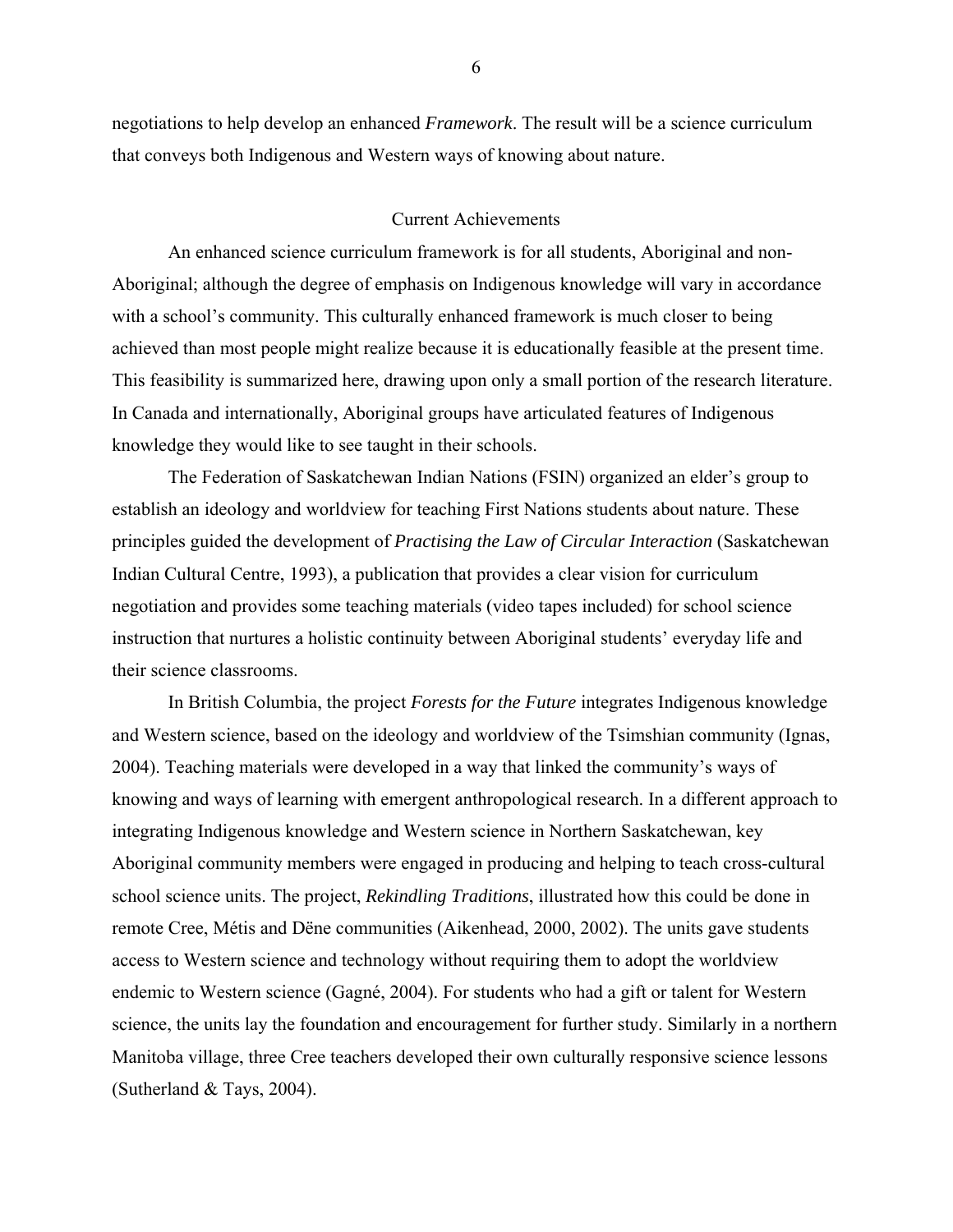negotiations to help develop an enhanced *Framework*. The result will be a science curriculum that conveys both Indigenous and Western ways of knowing about nature.

## Current Achievements

An enhanced science curriculum framework is for all students, Aboriginal and non-Aboriginal; although the degree of emphasis on Indigenous knowledge will vary in accordance with a school's community. This culturally enhanced framework is much closer to being achieved than most people might realize because it is educationally feasible at the present time. This feasibility is summarized here, drawing upon only a small portion of the research literature. In Canada and internationally, Aboriginal groups have articulated features of Indigenous knowledge they would like to see taught in their schools.

The Federation of Saskatchewan Indian Nations (FSIN) organized an elder's group to establish an ideology and worldview for teaching First Nations students about nature. These principles guided the development of *Practising the Law of Circular Interaction* (Saskatchewan Indian Cultural Centre, 1993), a publication that provides a clear vision for curriculum negotiation and provides some teaching materials (video tapes included) for school science instruction that nurtures a holistic continuity between Aboriginal students' everyday life and their science classrooms.

In British Columbia, the project *Forests for the Future* integrates Indigenous knowledge and Western science, based on the ideology and worldview of the Tsimshian community (Ignas, 2004). Teaching materials were developed in a way that linked the community's ways of knowing and ways of learning with emergent anthropological research. In a different approach to integrating Indigenous knowledge and Western science in Northern Saskatchewan, key Aboriginal community members were engaged in producing and helping to teach cross-cultural school science units. The project, *Rekindling Traditions*, illustrated how this could be done in remote Cree, Métis and Dëne communities (Aikenhead, 2000, 2002). The units gave students access to Western science and technology without requiring them to adopt the worldview endemic to Western science (Gagné, 2004). For students who had a gift or talent for Western science, the units lay the foundation and encouragement for further study. Similarly in a northern Manitoba village, three Cree teachers developed their own culturally responsive science lessons (Sutherland & Tays, 2004).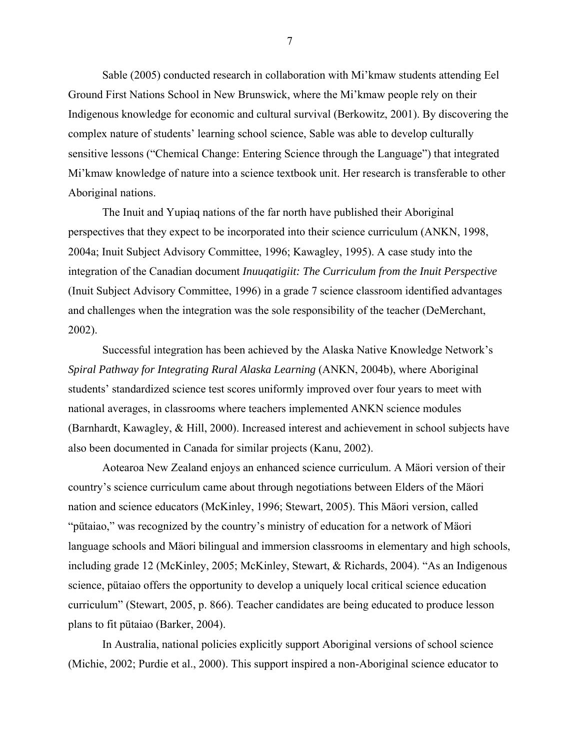Sable (2005) conducted research in collaboration with Mi'kmaw students attending Eel Ground First Nations School in New Brunswick, where the Mi'kmaw people rely on their Indigenous knowledge for economic and cultural survival (Berkowitz, 2001). By discovering the complex nature of students' learning school science, Sable was able to develop culturally sensitive lessons ("Chemical Change: Entering Science through the Language") that integrated Mi'kmaw knowledge of nature into a science textbook unit. Her research is transferable to other Aboriginal nations.

The Inuit and Yupiaq nations of the far north have published their Aboriginal perspectives that they expect to be incorporated into their science curriculum (ANKN, 1998, 2004a; Inuit Subject Advisory Committee, 1996; Kawagley, 1995). A case study into the integration of the Canadian document *Inuuqatigiit: The Curriculum from the Inuit Perspective* (Inuit Subject Advisory Committee, 1996) in a grade 7 science classroom identified advantages and challenges when the integration was the sole responsibility of the teacher (DeMerchant, 2002).

Successful integration has been achieved by the Alaska Native Knowledge Network's *Spiral Pathway for Integrating Rural Alaska Learning* (ANKN, 2004b), where Aboriginal students' standardized science test scores uniformly improved over four years to meet with national averages, in classrooms where teachers implemented ANKN science modules (Barnhardt, Kawagley, & Hill, 2000). Increased interest and achievement in school subjects have also been documented in Canada for similar projects (Kanu, 2002).

Aotearoa New Zealand enjoys an enhanced science curriculum. A Mäori version of their country's science curriculum came about through negotiations between Elders of the Mäori nation and science educators (McKinley, 1996; Stewart, 2005). This Mäori version, called "pütaiao," was recognized by the country's ministry of education for a network of Mäori language schools and Mäori bilingual and immersion classrooms in elementary and high schools, including grade 12 (McKinley, 2005; McKinley, Stewart, & Richards, 2004). "As an Indigenous science, pütaiao offers the opportunity to develop a uniquely local critical science education curriculum" (Stewart, 2005, p. 866). Teacher candidates are being educated to produce lesson plans to fit pütaiao (Barker, 2004).

In Australia, national policies explicitly support Aboriginal versions of school science (Michie, 2002; Purdie et al., 2000). This support inspired a non-Aboriginal science educator to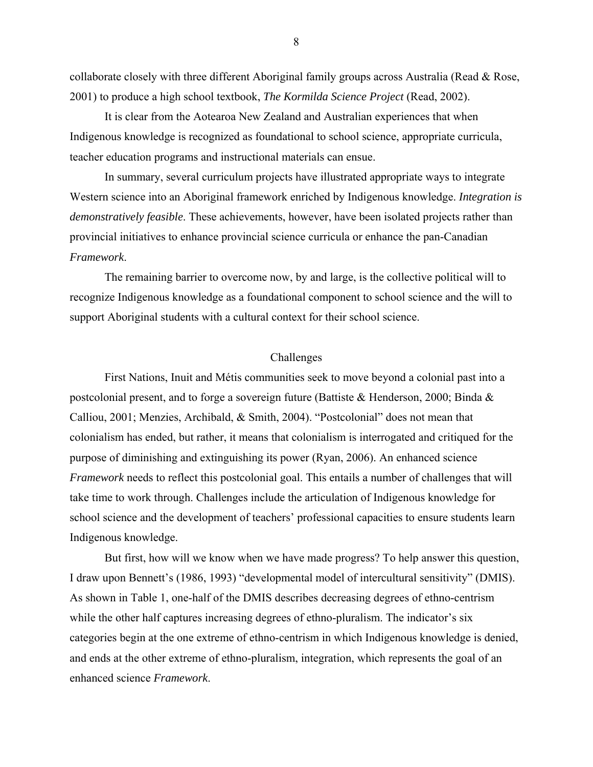collaborate closely with three different Aboriginal family groups across Australia (Read & Rose, 2001) to produce a high school textbook, *The Kormilda Science Project* (Read, 2002).

It is clear from the Aotearoa New Zealand and Australian experiences that when Indigenous knowledge is recognized as foundational to school science, appropriate curricula, teacher education programs and instructional materials can ensue.

In summary, several curriculum projects have illustrated appropriate ways to integrate Western science into an Aboriginal framework enriched by Indigenous knowledge. *Integration is demonstratively feasible*. These achievements, however, have been isolated projects rather than provincial initiatives to enhance provincial science curricula or enhance the pan-Canadian *Framework*.

The remaining barrier to overcome now, by and large, is the collective political will to recognize Indigenous knowledge as a foundational component to school science and the will to support Aboriginal students with a cultural context for their school science.

## Challenges

First Nations, Inuit and Métis communities seek to move beyond a colonial past into a postcolonial present, and to forge a sovereign future (Battiste & Henderson, 2000; Binda & Calliou, 2001; Menzies, Archibald, & Smith, 2004). "Postcolonial" does not mean that colonialism has ended, but rather, it means that colonialism is interrogated and critiqued for the purpose of diminishing and extinguishing its power (Ryan, 2006). An enhanced science *Framework* needs to reflect this postcolonial goal. This entails a number of challenges that will take time to work through. Challenges include the articulation of Indigenous knowledge for school science and the development of teachers' professional capacities to ensure students learn Indigenous knowledge.

But first, how will we know when we have made progress? To help answer this question, I draw upon Bennett's (1986, 1993) "developmental model of intercultural sensitivity" (DMIS). As shown in Table 1, one-half of the DMIS describes decreasing degrees of ethno-centrism while the other half captures increasing degrees of ethno-pluralism. The indicator's six categories begin at the one extreme of ethno-centrism in which Indigenous knowledge is denied, and ends at the other extreme of ethno-pluralism, integration, which represents the goal of an enhanced science *Framework*.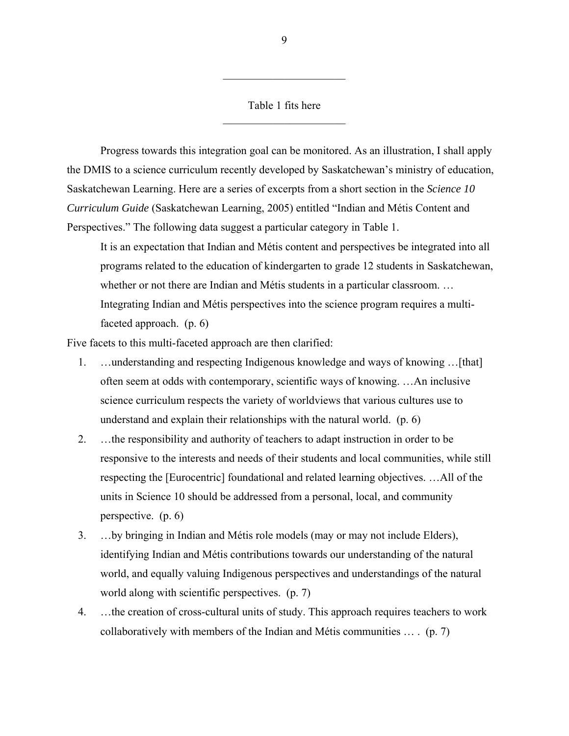---

Table 1 fits here

---

Progress towards this integration goal can be monitored. As an illustration, I shall apply the DMIS to a science curriculum recently developed by Saskatchewan's ministry of education, Saskatchewan Learning. Here are a series of excerpts from a short section in the *Science 10 Curriculum Guide* (Saskatchewan Learning, 2005) entitled "Indian and Métis Content and Perspectives." The following data suggest a particular category in Table 1.

> It is an expectation that Indian and Métis content and perspectives be integrated into all programs related to the education of kindergarten to grade 12 students in Saskatchewan, whether or not there are Indian and Métis students in a particular classroom. … Integrating Indian and Métis perspectives into the science program requires a multi-faceted approach. (p. 6)

Five facets to this multi-faceted approach are then clarified:

1. …understanding and respecting Indigenous knowledge and ways of knowing …[that] often seem at odds with contemporary, scientific ways of knowing. …An inclusive science curriculum respects the variety of worldviews that various cultures use to understand and explain their relationships with the natural world. (p. 6)
2. …the responsibility and authority of teachers to adapt instruction in order to be responsive to the interests and needs of their students and local communities, while still respecting the [Eurocentric] foundational and related learning objectives. …All of the units in Science 10 should be addressed from a personal, local, and community perspective. (p. 6)
3. …by bringing in Indian and Métis role models (may or may not include Elders), identifying Indian and Métis contributions towards our understanding of the natural world, and equally valuing Indigenous perspectives and understandings of the natural world along with scientific perspectives. (p. 7)
4. …the creation of cross-cultural units of study. This approach requires teachers to work collaboratively with members of the Indian and Métis communities … . (p. 7)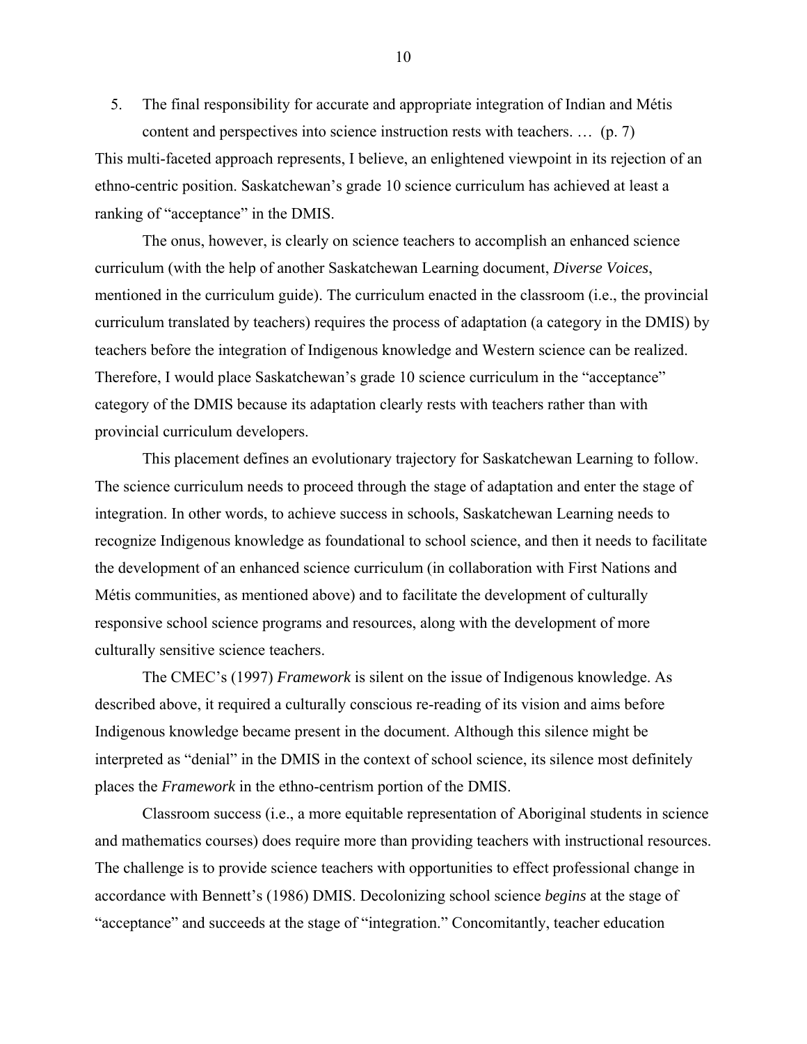5. The final responsibility for accurate and appropriate integration of Indian and Métis content and perspectives into science instruction rests with teachers. … (p. 7)

This multi-faceted approach represents, I believe, an enlightened viewpoint in its rejection of an ethno-centric position. Saskatchewan's grade 10 science curriculum has achieved at least a ranking of "acceptance" in the DMIS.

The onus, however, is clearly on science teachers to accomplish an enhanced science curriculum (with the help of another Saskatchewan Learning document, *Diverse Voices*, mentioned in the curriculum guide). The curriculum enacted in the classroom (i.e., the provincial curriculum translated by teachers) requires the process of adaptation (a category in the DMIS) by teachers before the integration of Indigenous knowledge and Western science can be realized. Therefore, I would place Saskatchewan's grade 10 science curriculum in the "acceptance" category of the DMIS because its adaptation clearly rests with teachers rather than with provincial curriculum developers.

This placement defines an evolutionary trajectory for Saskatchewan Learning to follow. The science curriculum needs to proceed through the stage of adaptation and enter the stage of integration. In other words, to achieve success in schools, Saskatchewan Learning needs to recognize Indigenous knowledge as foundational to school science, and then it needs to facilitate the development of an enhanced science curriculum (in collaboration with First Nations and Métis communities, as mentioned above) and to facilitate the development of culturally responsive school science programs and resources, along with the development of more culturally sensitive science teachers.

The CMEC's (1997) *Framework* is silent on the issue of Indigenous knowledge. As described above, it required a culturally conscious re-reading of its vision and aims before Indigenous knowledge became present in the document. Although this silence might be interpreted as "denial" in the DMIS in the context of school science, its silence most definitely places the *Framework* in the ethno-centrism portion of the DMIS.

Classroom success (i.e., a more equitable representation of Aboriginal students in science and mathematics courses) does require more than providing teachers with instructional resources. The challenge is to provide science teachers with opportunities to effect professional change in accordance with Bennett's (1986) DMIS. Decolonizing school science *begins* at the stage of "acceptance" and succeeds at the stage of "integration." Concomitantly, teacher education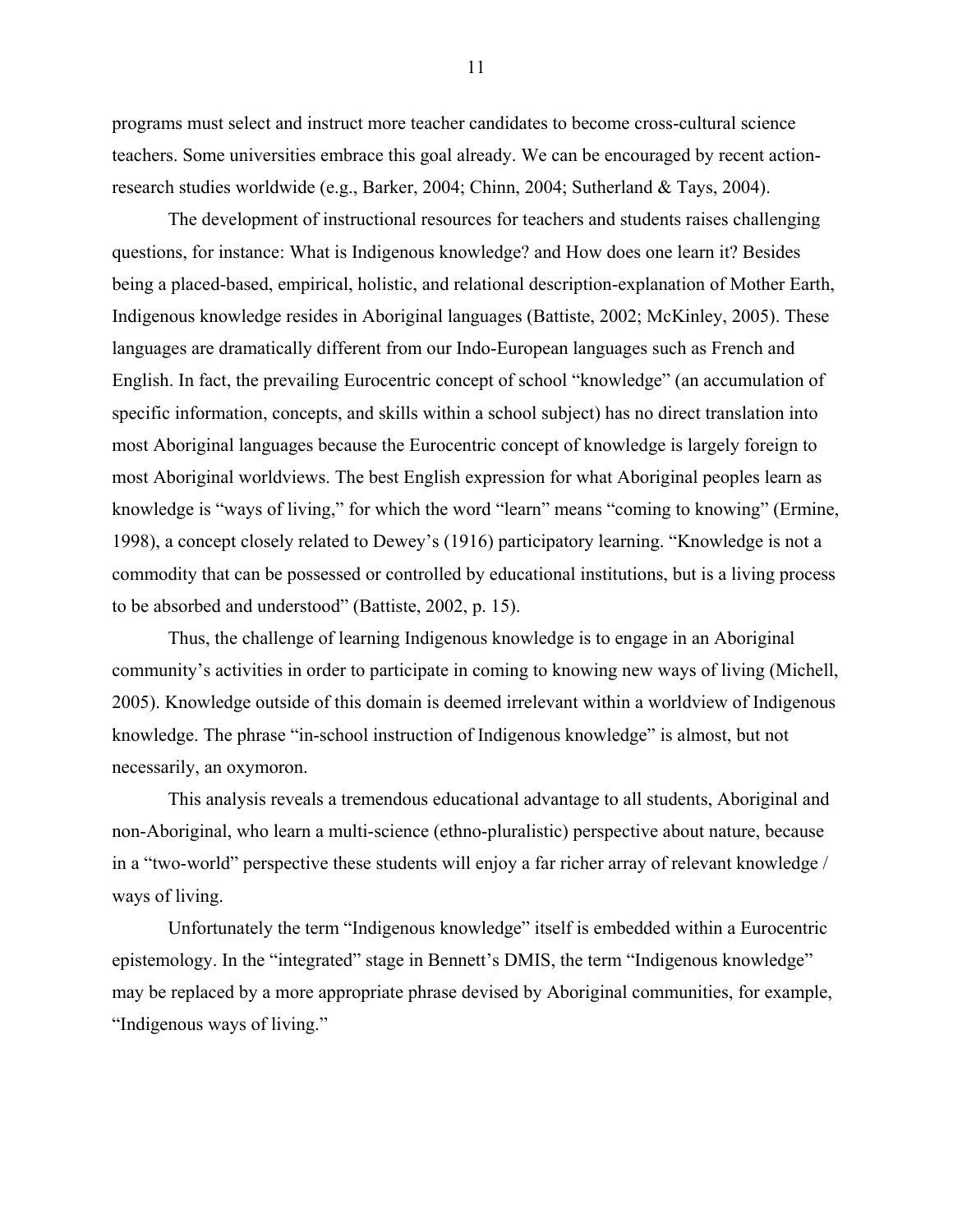programs must select and instruct more teacher candidates to become cross-cultural science teachers. Some universities embrace this goal already. We can be encouraged by recent action-research studies worldwide (e.g., Barker, 2004; Chinn, 2004; Sutherland & Tays, 2004).

The development of instructional resources for teachers and students raises challenging questions, for instance: What is Indigenous knowledge? and How does one learn it? Besides being a placed-based, empirical, holistic, and relational description-explanation of Mother Earth, Indigenous knowledge resides in Aboriginal languages (Battiste, 2002; McKinley, 2005). These languages are dramatically different from our Indo-European languages such as French and English. In fact, the prevailing Eurocentric concept of school "knowledge" (an accumulation of specific information, concepts, and skills within a school subject) has no direct translation into most Aboriginal languages because the Eurocentric concept of knowledge is largely foreign to most Aboriginal worldviews. The best English expression for what Aboriginal peoples learn as knowledge is "ways of living," for which the word "learn" means "coming to knowing" (Ermine, 1998), a concept closely related to Dewey's (1916) participatory learning. "Knowledge is not a commodity that can be possessed or controlled by educational institutions, but is a living process to be absorbed and understood" (Battiste, 2002, p. 15).

Thus, the challenge of learning Indigenous knowledge is to engage in an Aboriginal community's activities in order to participate in coming to knowing new ways of living (Michell, 2005). Knowledge outside of this domain is deemed irrelevant within a worldview of Indigenous knowledge. The phrase "in-school instruction of Indigenous knowledge" is almost, but not necessarily, an oxymoron.

This analysis reveals a tremendous educational advantage to all students, Aboriginal and non-Aboriginal, who learn a multi-science (ethno-pluralistic) perspective about nature, because in a "two-world" perspective these students will enjoy a far richer array of relevant knowledge / ways of living.

Unfortunately the term "Indigenous knowledge" itself is embedded within a Eurocentric epistemology. In the "integrated" stage in Bennett's DMIS, the term "Indigenous knowledge" may be replaced by a more appropriate phrase devised by Aboriginal communities, for example, "Indigenous ways of living."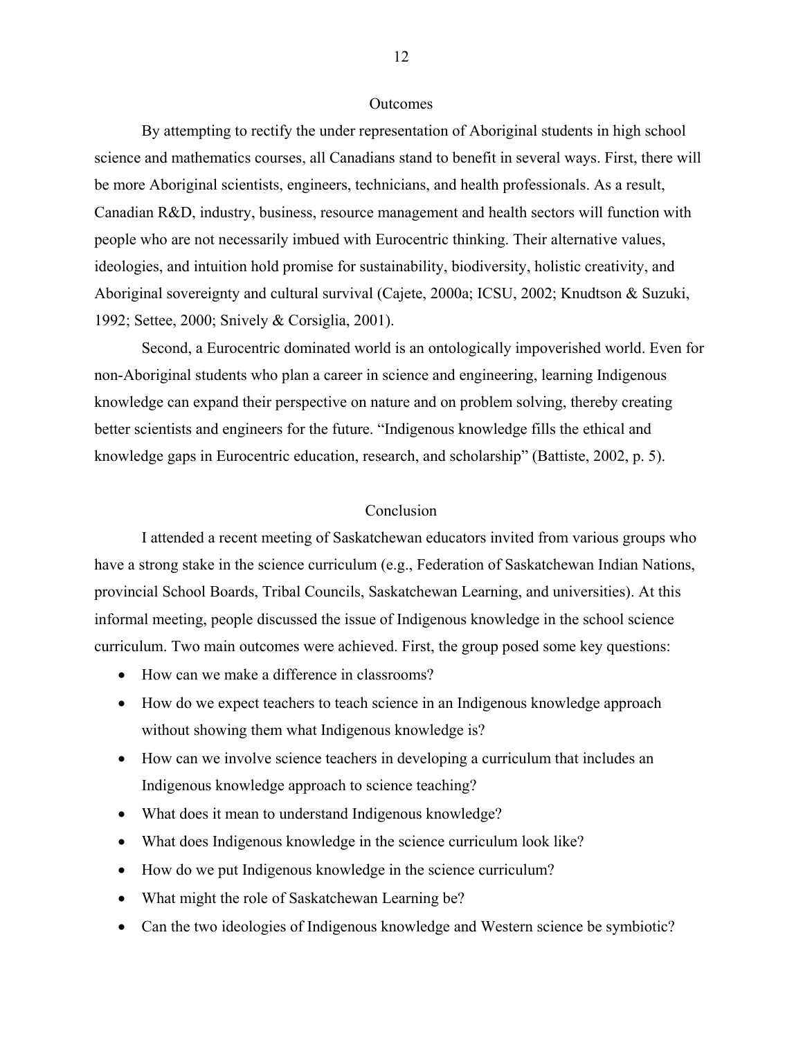## Outcomes

By attempting to rectify the under representation of Aboriginal students in high school science and mathematics courses, all Canadians stand to benefit in several ways. First, there will be more Aboriginal scientists, engineers, technicians, and health professionals. As a result, Canadian R&D, industry, business, resource management and health sectors will function with people who are not necessarily imbued with Eurocentric thinking. Their alternative values, ideologies, and intuition hold promise for sustainability, biodiversity, holistic creativity, and Aboriginal sovereignty and cultural survival (Cajete, 2000a; ICSU, 2002; Knudtson & Suzuki, 1992; Settee, 2000; Snively & Corsiglia, 2001).

Second, a Eurocentric dominated world is an ontologically impoverished world. Even for non-Aboriginal students who plan a career in science and engineering, learning Indigenous knowledge can expand their perspective on nature and on problem solving, thereby creating better scientists and engineers for the future. "Indigenous knowledge fills the ethical and knowledge gaps in Eurocentric education, research, and scholarship" (Battiste, 2002, p. 5).

## Conclusion

I attended a recent meeting of Saskatchewan educators invited from various groups who have a strong stake in the science curriculum (e.g., Federation of Saskatchewan Indian Nations, provincial School Boards, Tribal Councils, Saskatchewan Learning, and universities). At this informal meeting, people discussed the issue of Indigenous knowledge in the school science curriculum. Two main outcomes were achieved. First, the group posed some key questions:

- How can we make a difference in classrooms?
- How do we expect teachers to teach science in an Indigenous knowledge approach without showing them what Indigenous knowledge is?
- How can we involve science teachers in developing a curriculum that includes an Indigenous knowledge approach to science teaching?
- What does it mean to understand Indigenous knowledge?
- What does Indigenous knowledge in the science curriculum look like?
- How do we put Indigenous knowledge in the science curriculum?
- What might the role of Saskatchewan Learning be?
- Can the two ideologies of Indigenous knowledge and Western science be symbiotic?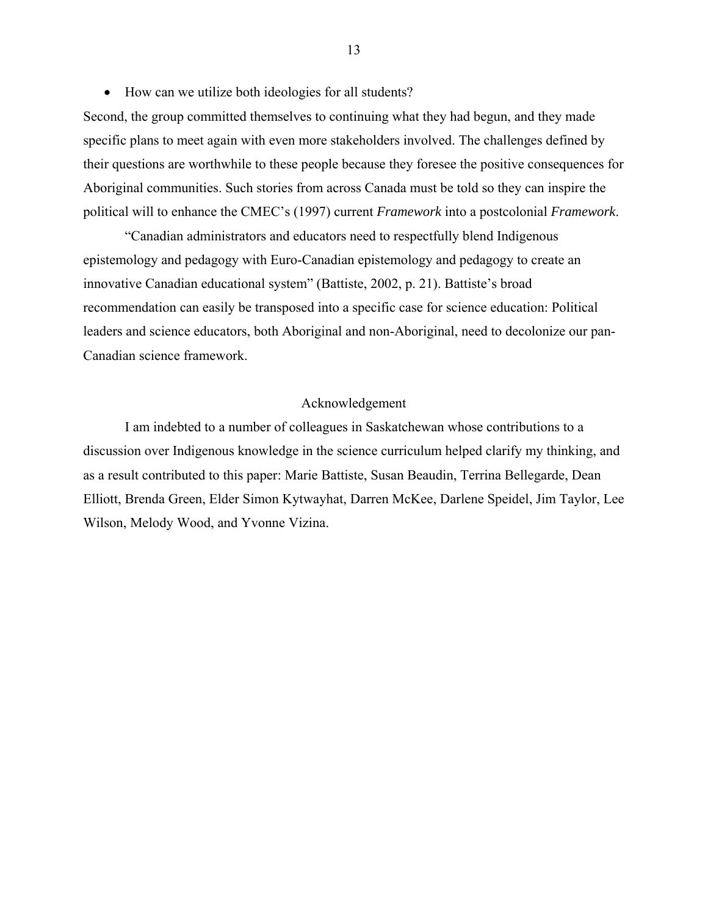- How can we utilize both ideologies for all students?

Second, the group committed themselves to continuing what they had begun, and they made specific plans to meet again with even more stakeholders involved. The challenges defined by their questions are worthwhile to these people because they foresee the positive consequences for Aboriginal communities. Such stories from across Canada must be told so they can inspire the political will to enhance the CMEC's (1997) current *Framework* into a postcolonial *Framework*.

"Canadian administrators and educators need to respectfully blend Indigenous epistemology and pedagogy with Euro-Canadian epistemology and pedagogy to create an innovative Canadian educational system" (Battiste, 2002, p. 21). Battiste's broad recommendation can easily be transposed into a specific case for science education: Political leaders and science educators, both Aboriginal and non-Aboriginal, need to decolonize our pan-Canadian science framework.

## Acknowledgement

I am indebted to a number of colleagues in Saskatchewan whose contributions to a discussion over Indigenous knowledge in the science curriculum helped clarify my thinking, and as a result contributed to this paper: Marie Battiste, Susan Beaudin, Terrina Bellegarde, Dean Elliott, Brenda Green, Elder Simon Kytwayhat, Darren McKee, Darlene Speidel, Jim Taylor, Lee Wilson, Melody Wood, and Yvonne Vizina.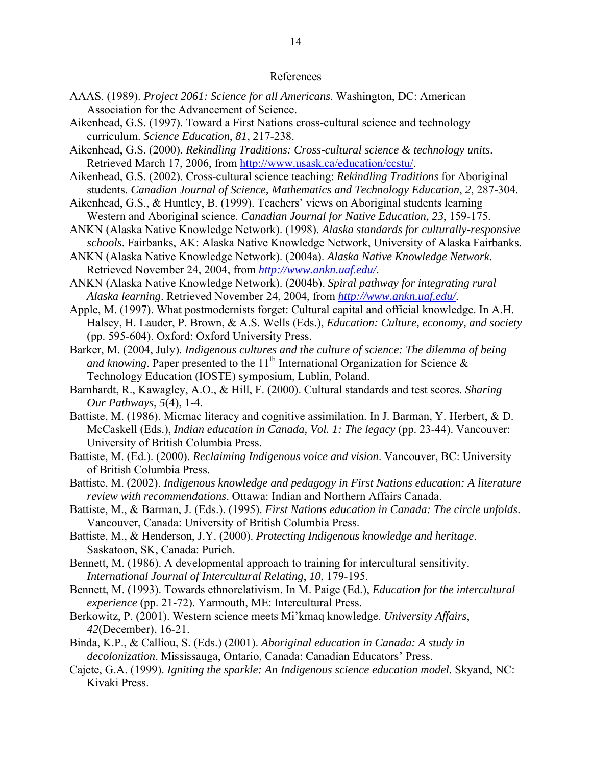# References

AAAS. (1989). *Project 2061: Science for all Americans*. Washington, DC: American Association for the Advancement of Science.

Aikenhead, G.S. (1997). Toward a First Nations cross-cultural science and technology curriculum. *Science Education*, *81*, 217-238.

Aikenhead, G.S. (2000). *Rekindling Traditions: Cross-cultural science & technology units*. Retrieved March 17, 2006, from http://www.usask.ca/education/ccstu/.

Aikenhead, G.S. (2002). Cross-cultural science teaching: *Rekindling Traditions* for Aboriginal students. *Canadian Journal of Science, Mathematics and Technology Education*, *2*, 287-304.

Aikenhead, G.S., & Huntley, B. (1999). Teachers' views on Aboriginal students learning Western and Aboriginal science. *Canadian Journal for Native Education, 23*, 159-175.

ANKN (Alaska Native Knowledge Network). (1998). *Alaska standards for culturally-responsive schools*. Fairbanks, AK: Alaska Native Knowledge Network, University of Alaska Fairbanks.

ANKN (Alaska Native Knowledge Network). (2004a). *Alaska Native Knowledge Network*. Retrieved November 24, 2004, from *http://www.ankn.uaf.edu/*.

ANKN (Alaska Native Knowledge Network). (2004b). *Spiral pathway for integrating rural Alaska learning*. Retrieved November 24, 2004, from *http://www.ankn.uaf.edu/*.

Apple, M. (1997). What postmodernists forget: Cultural capital and official knowledge. In A.H. Halsey, H. Lauder, P. Brown, & A.S. Wells (Eds.), *Education: Culture, economy, and society* (pp. 595-604). Oxford: Oxford University Press.

Barker, M. (2004, July). *Indigenous cultures and the culture of science: The dilemma of being and knowing*. Paper presented to the 11th International Organization for Science & Technology Education (IOSTE) symposium, Lublin, Poland.

Barnhardt, R., Kawagley, A.O., & Hill, F. (2000). Cultural standards and test scores. *Sharing Our Pathways*, *5*(4), 1-4.

Battiste, M. (1986). Micmac literacy and cognitive assimilation. In J. Barman, Y. Herbert, & D. McCaskell (Eds.), *Indian education in Canada, Vol. 1: The legacy* (pp. 23-44). Vancouver: University of British Columbia Press.

Battiste, M. (Ed.). (2000). *Reclaiming Indigenous voice and vision*. Vancouver, BC: University of British Columbia Press.

Battiste, M. (2002). *Indigenous knowledge and pedagogy in First Nations education: A literature review with recommendations*. Ottawa: Indian and Northern Affairs Canada.

Battiste, M., & Barman, J. (Eds.). (1995). *First Nations education in Canada: The circle unfolds*. Vancouver, Canada: University of British Columbia Press.

Battiste, M., & Henderson, J.Y. (2000). *Protecting Indigenous knowledge and heritage*. Saskatoon, SK, Canada: Purich.

Bennett, M. (1986). A developmental approach to training for intercultural sensitivity. *International Journal of Intercultural Relating*, *10*, 179-195.

Bennett, M. (1993). Towards ethnorelativism. In M. Paige (Ed.), *Education for the intercultural experience* (pp. 21-72). Yarmouth, ME: Intercultural Press.

Berkowitz, P. (2001). Western science meets Mi'kmaq knowledge. *University Affairs*, *42*(December), 16-21.

Binda, K.P., & Calliou, S. (Eds.) (2001). *Aboriginal education in Canada: A study in decolonization*. Mississauga, Ontario, Canada: Canadian Educators' Press.

Cajete, G.A. (1999). *Igniting the sparkle: An Indigenous science education model*. Skyand, NC: Kivaki Press.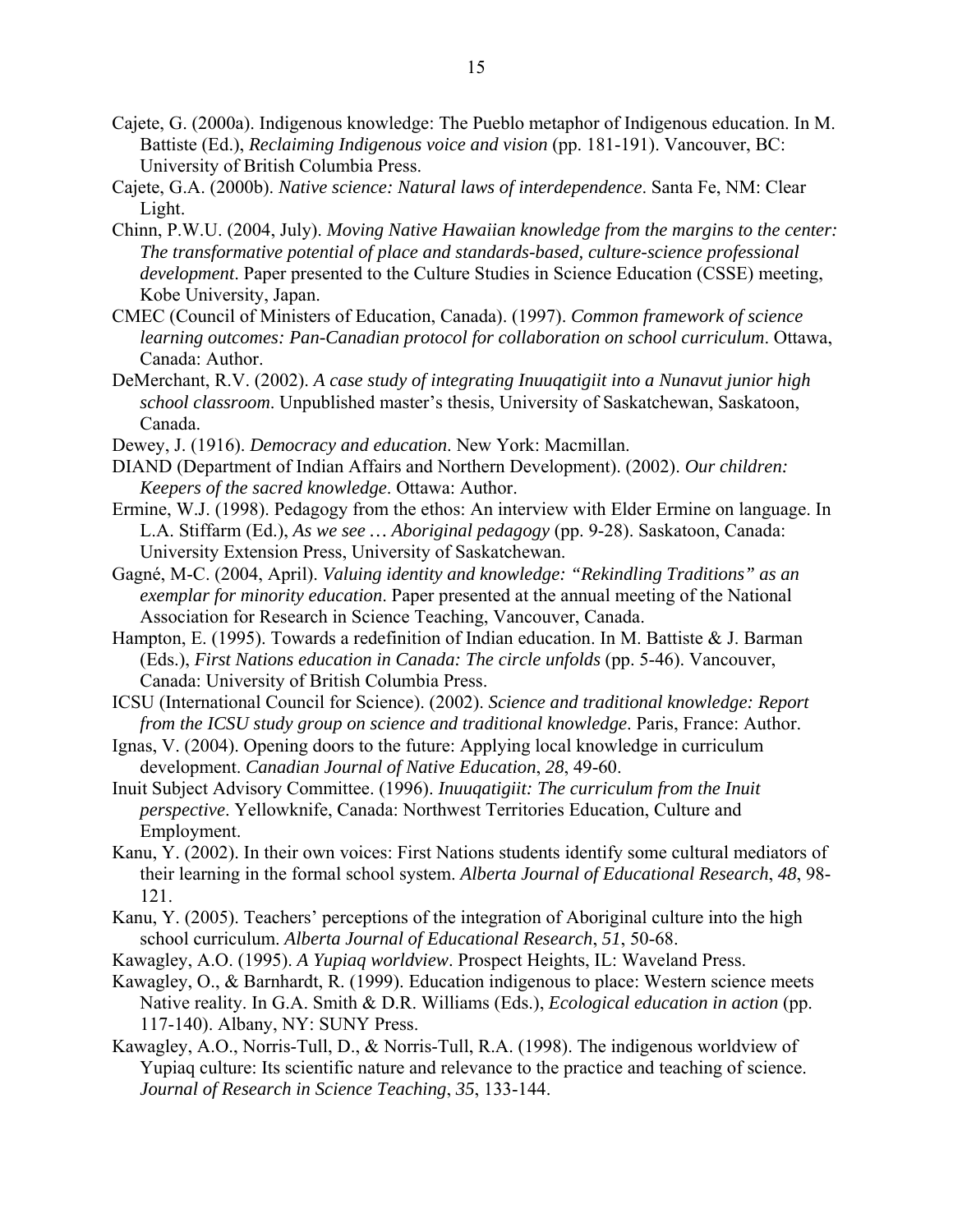Cajete, G. (2000a). Indigenous knowledge: The Pueblo metaphor of Indigenous education. In M. Battiste (Ed.), *Reclaiming Indigenous voice and vision* (pp. 181-191). Vancouver, BC: University of British Columbia Press.

Cajete, G.A. (2000b). *Native science: Natural laws of interdependence*. Santa Fe, NM: Clear Light.

Chinn, P.W.U. (2004, July). *Moving Native Hawaiian knowledge from the margins to the center: The transformative potential of place and standards-based, culture-science professional development*. Paper presented to the Culture Studies in Science Education (CSSE) meeting, Kobe University, Japan.

CMEC (Council of Ministers of Education, Canada). (1997). *Common framework of science learning outcomes: Pan-Canadian protocol for collaboration on school curriculum*. Ottawa, Canada: Author.

DeMerchant, R.V. (2002). *A case study of integrating Inuuqatigiit into a Nunavut junior high school classroom*. Unpublished master's thesis, University of Saskatchewan, Saskatoon, Canada.

Dewey, J. (1916). *Democracy and education*. New York: Macmillan.

DIAND (Department of Indian Affairs and Northern Development). (2002). *Our children: Keepers of the sacred knowledge*. Ottawa: Author.

Ermine, W.J. (1998). Pedagogy from the ethos: An interview with Elder Ermine on language. In L.A. Stiffarm (Ed.), *As we see … Aboriginal pedagogy* (pp. 9-28). Saskatoon, Canada: University Extension Press, University of Saskatchewan.

Gagné, M-C. (2004, April). *Valuing identity and knowledge: "Rekindling Traditions" as an exemplar for minority education*. Paper presented at the annual meeting of the National Association for Research in Science Teaching, Vancouver, Canada.

Hampton, E. (1995). Towards a redefinition of Indian education. In M. Battiste & J. Barman (Eds.), *First Nations education in Canada: The circle unfolds* (pp. 5-46). Vancouver, Canada: University of British Columbia Press.

ICSU (International Council for Science). (2002). *Science and traditional knowledge: Report from the ICSU study group on science and traditional knowledge*. Paris, France: Author.

Ignas, V. (2004). Opening doors to the future: Applying local knowledge in curriculum development. *Canadian Journal of Native Education*, *28*, 49-60.

Inuit Subject Advisory Committee. (1996). *Inuuqatigiit: The curriculum from the Inuit perspective*. Yellowknife, Canada: Northwest Territories Education, Culture and Employment.

Kanu, Y. (2002). In their own voices: First Nations students identify some cultural mediators of their learning in the formal school system. *Alberta Journal of Educational Research*, *48*, 98-121.

Kanu, Y. (2005). Teachers' perceptions of the integration of Aboriginal culture into the high school curriculum. *Alberta Journal of Educational Research*, *51*, 50-68.

Kawagley, A.O. (1995). *A Yupiaq worldview*. Prospect Heights, IL: Waveland Press.

Kawagley, O., & Barnhardt, R. (1999). Education indigenous to place: Western science meets Native reality. In G.A. Smith & D.R. Williams (Eds.), *Ecological education in action* (pp. 117-140). Albany, NY: SUNY Press.

Kawagley, A.O., Norris-Tull, D., & Norris-Tull, R.A. (1998). The indigenous worldview of Yupiaq culture: Its scientific nature and relevance to the practice and teaching of science. *Journal of Research in Science Teaching*, *35*, 133-144.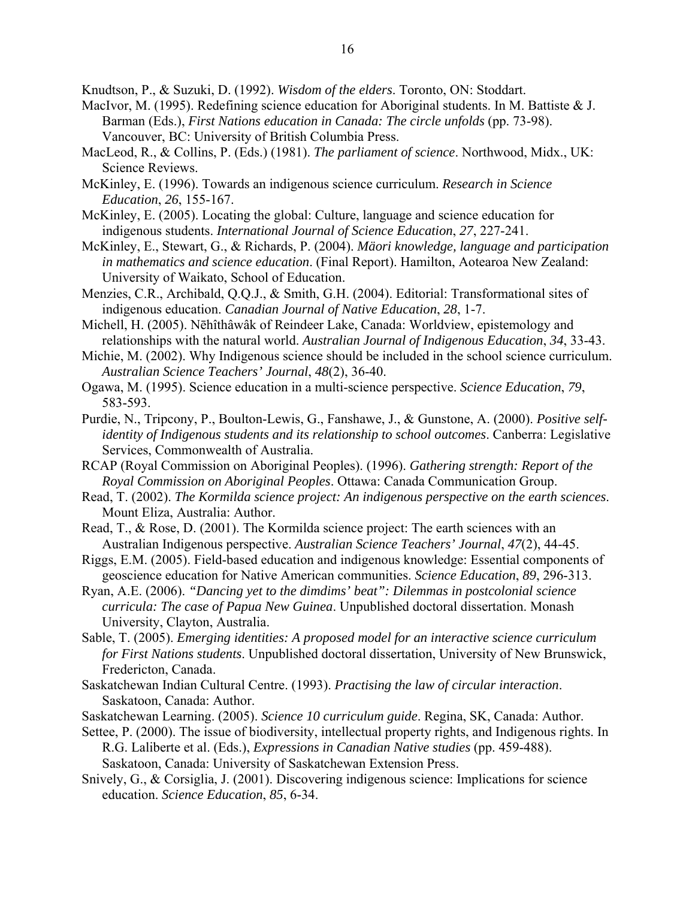Knudtson, P., & Suzuki, D. (1992). *Wisdom of the elders*. Toronto, ON: Stoddart.

MacIvor, M. (1995). Redefining science education for Aboriginal students. In M. Battiste & J. Barman (Eds.), *First Nations education in Canada: The circle unfolds* (pp. 73-98). Vancouver, BC: University of British Columbia Press.

MacLeod, R., & Collins, P. (Eds.) (1981). *The parliament of science*. Northwood, Midx., UK: Science Reviews.

McKinley, E. (1996). Towards an indigenous science curriculum. *Research in Science Education*, *26*, 155-167.

McKinley, E. (2005). Locating the global: Culture, language and science education for indigenous students. *International Journal of Science Education*, *27*, 227-241.

McKinley, E., Stewart, G., & Richards, P. (2004). *Mäori knowledge, language and participation in mathematics and science education*. (Final Report). Hamilton, Aotearoa New Zealand: University of Waikato, School of Education.

Menzies, C.R., Archibald, Q.Q.J., & Smith, G.H. (2004). Editorial: Transformational sites of indigenous education. *Canadian Journal of Native Education*, *28*, 1-7.

Michell, H. (2005). Nēhîthâwâk of Reindeer Lake, Canada: Worldview, epistemology and relationships with the natural world. *Australian Journal of Indigenous Education*, *34*, 33-43.

Michie, M. (2002). Why Indigenous science should be included in the school science curriculum. *Australian Science Teachers' Journal*, *48*(2), 36-40.

Ogawa, M. (1995). Science education in a multi-science perspective. *Science Education*, *79*, 583-593.

Purdie, N., Tripcony, P., Boulton-Lewis, G., Fanshawe, J., & Gunstone, A. (2000). *Positive self-identity of Indigenous students and its relationship to school outcomes*. Canberra: Legislative Services, Commonwealth of Australia.

RCAP (Royal Commission on Aboriginal Peoples). (1996). *Gathering strength: Report of the Royal Commission on Aboriginal Peoples*. Ottawa: Canada Communication Group.

Read, T. (2002). *The Kormilda science project: An indigenous perspective on the earth sciences*. Mount Eliza, Australia: Author.

Read, T., & Rose, D. (2001). The Kormilda science project: The earth sciences with an Australian Indigenous perspective. *Australian Science Teachers' Journal*, *47*(2), 44-45.

Riggs, E.M. (2005). Field-based education and indigenous knowledge: Essential components of geoscience education for Native American communities. *Science Education*, *89*, 296-313.

Ryan, A.E. (2006). *"Dancing yet to the dimdims' beat": Dilemmas in postcolonial science curricula: The case of Papua New Guinea*. Unpublished doctoral dissertation. Monash University, Clayton, Australia.

Sable, T. (2005). *Emerging identities: A proposed model for an interactive science curriculum for First Nations students*. Unpublished doctoral dissertation, University of New Brunswick, Fredericton, Canada.

Saskatchewan Indian Cultural Centre. (1993). *Practising the law of circular interaction*. Saskatoon, Canada: Author.

Saskatchewan Learning. (2005). *Science 10 curriculum guide*. Regina, SK, Canada: Author.

Settee, P. (2000). The issue of biodiversity, intellectual property rights, and Indigenous rights. In R.G. Laliberte et al. (Eds.), *Expressions in Canadian Native studies* (pp. 459-488). Saskatoon, Canada: University of Saskatchewan Extension Press.

Snively, G., & Corsiglia, J. (2001). Discovering indigenous science: Implications for science education. *Science Education*, *85*, 6-34.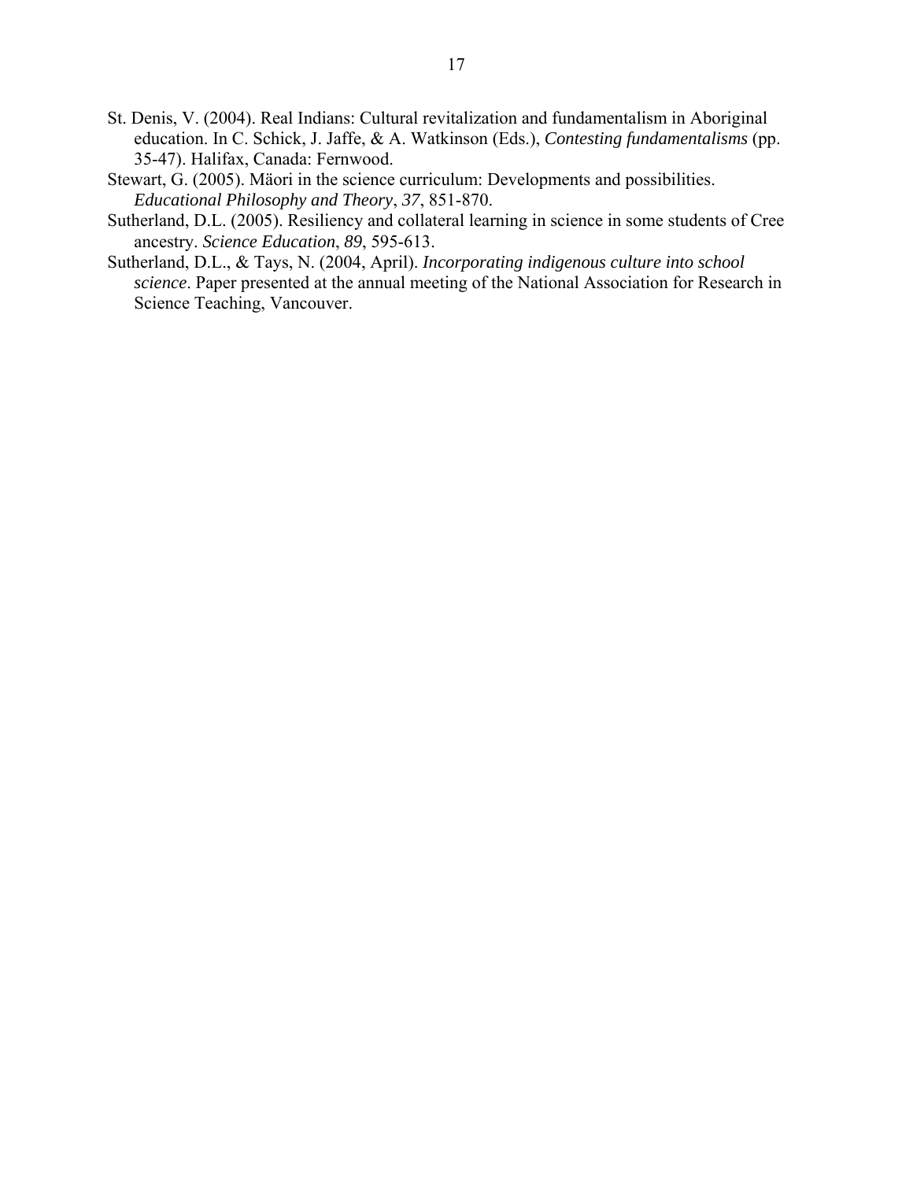St. Denis, V. (2004). Real Indians: Cultural revitalization and fundamentalism in Aboriginal education. In C. Schick, J. Jaffe, & A. Watkinson (Eds.), *Contesting fundamentalisms* (pp. 35-47). Halifax, Canada: Fernwood.

Stewart, G. (2005). Mäori in the science curriculum: Developments and possibilities. *Educational Philosophy and Theory*, *37*, 851-870.

Sutherland, D.L. (2005). Resiliency and collateral learning in science in some students of Cree ancestry. *Science Education*, *89*, 595-613.

Sutherland, D.L., & Tays, N. (2004, April). *Incorporating indigenous culture into school science*. Paper presented at the annual meeting of the National Association for Research in Science Teaching, Vancouver.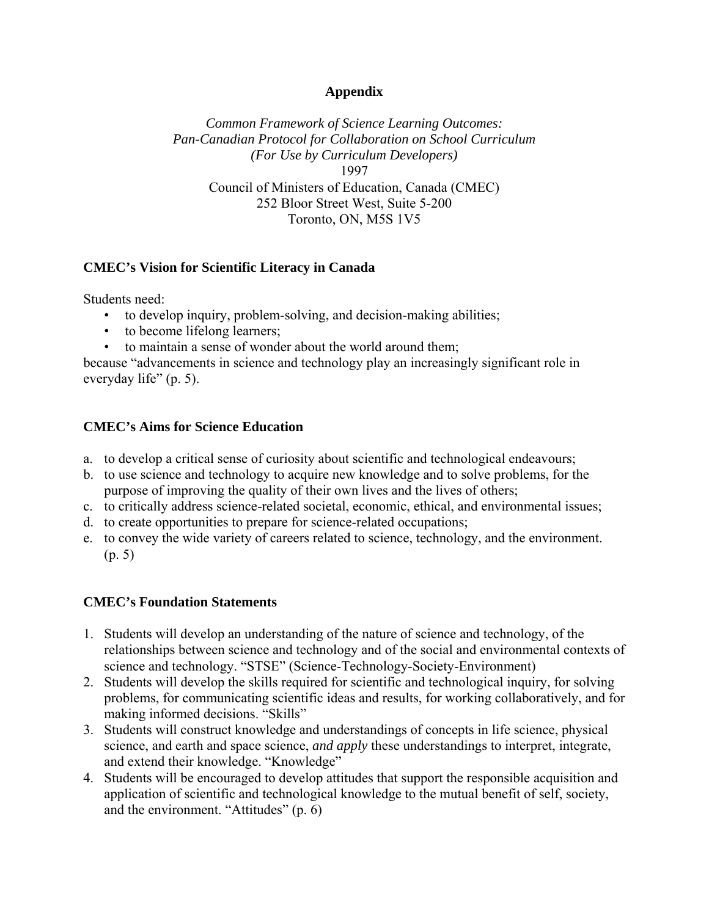# Appendix

*Common Framework of Science Learning Outcomes:*
*Pan-Canadian Protocol for Collaboration on School Curriculum*
*(For Use by Curriculum Developers)*
1997
Council of Ministers of Education, Canada (CMEC)
252 Bloor Street West, Suite 5-200
Toronto, ON, M5S 1V5

## CMEC's Vision for Scientific Literacy in Canada

Students need:

- to develop inquiry, problem-solving, and decision-making abilities;
- to become lifelong learners;
- to maintain a sense of wonder about the world around them;

because "advancements in science and technology play an increasingly significant role in everyday life" (p. 5).

## CMEC's Aims for Science Education

a. to develop a critical sense of curiosity about scientific and technological endeavours;
b. to use science and technology to acquire new knowledge and to solve problems, for the purpose of improving the quality of their own lives and the lives of others;
c. to critically address science-related societal, economic, ethical, and environmental issues;
d. to create opportunities to prepare for science-related occupations;
e. to convey the wide variety of careers related to science, technology, and the environment. (p. 5)

## CMEC's Foundation Statements

1. Students will develop an understanding of the nature of science and technology, of the relationships between science and technology and of the social and environmental contexts of science and technology. "STSE" (Science-Technology-Society-Environment)
2. Students will develop the skills required for scientific and technological inquiry, for solving problems, for communicating scientific ideas and results, for working collaboratively, and for making informed decisions. "Skills"
3. Students will construct knowledge and understandings of concepts in life science, physical science, and earth and space science, *and apply* these understandings to interpret, integrate, and extend their knowledge. "Knowledge"
4. Students will be encouraged to develop attitudes that support the responsible acquisition and application of scientific and technological knowledge to the mutual benefit of self, society, and the environment. "Attitudes" (p. 6)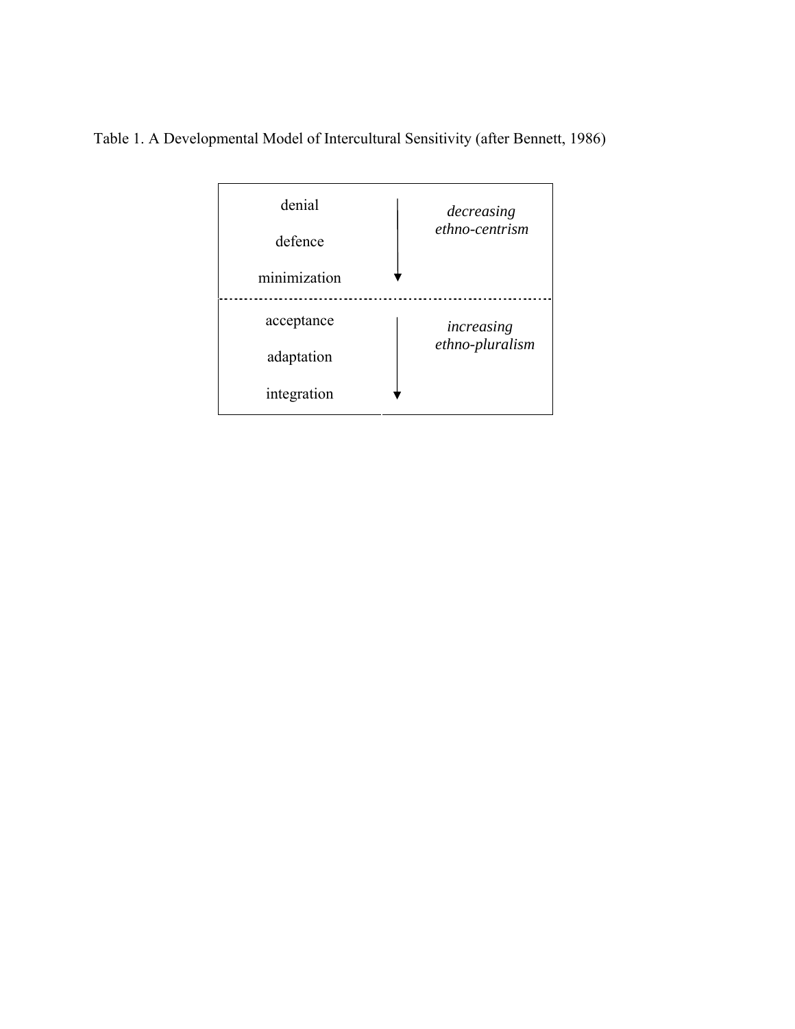Table 1. A Developmental Model of Intercultural Sensitivity (after Bennett, 1986)

| | | |
|---|---|---|
| denial<br>defence<br>minimization | ↓ | *decreasing ethno-centrism* |
| acceptance<br>adaptation<br>integration | ↓ | *increasing ethno-pluralism* |